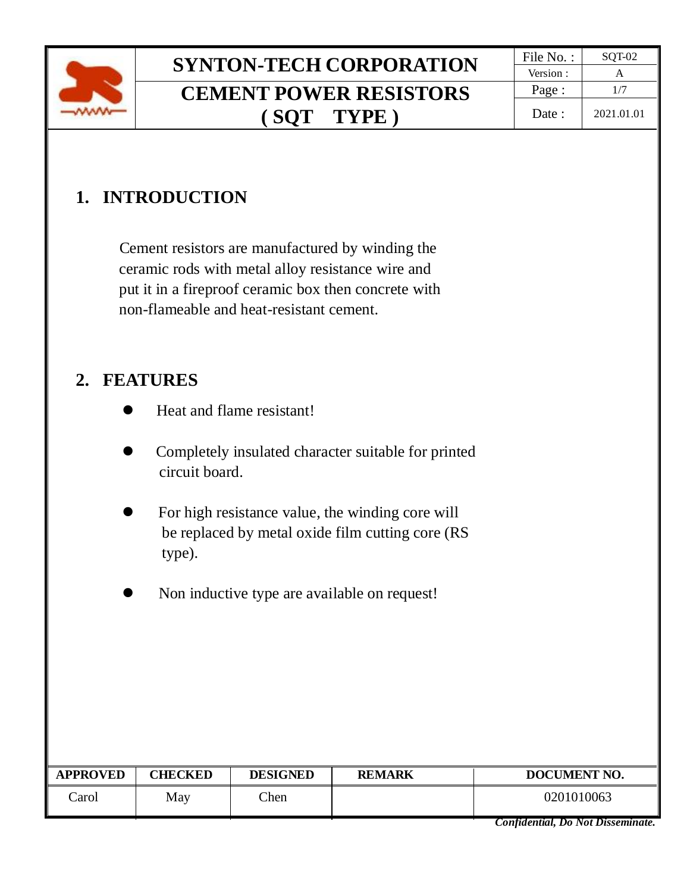# SYNTON-TECH CORPORATION

## CEMENT POWER RESISTORS ( SQT TYPE )

| File No. : | SQT-02 |
|---|---|
| Version : | A |
| Page : | 1/7 |
| Date : | 2021.01.01 |

## 1. INTRODUCTION

Cement resistors are manufactured by winding the ceramic rods with metal alloy resistance wire and put it in a fireproof ceramic box then concrete with non-flameable and heat-resistant cement.

## 2. FEATURES

- Heat and flame resistant!
- Completely insulated character suitable for printed circuit board.
- For high resistance value, the winding core will be replaced by metal oxide film cutting core (RS type).
- Non inductive type are available on request!

| APPROVED | CHECKED | DESIGNED | REMARK | DOCUMENT NO. |
|---|---|---|---|---|
| Carol | May | Chen | | 0201010063 |

*Confidential, Do Not Disseminate.*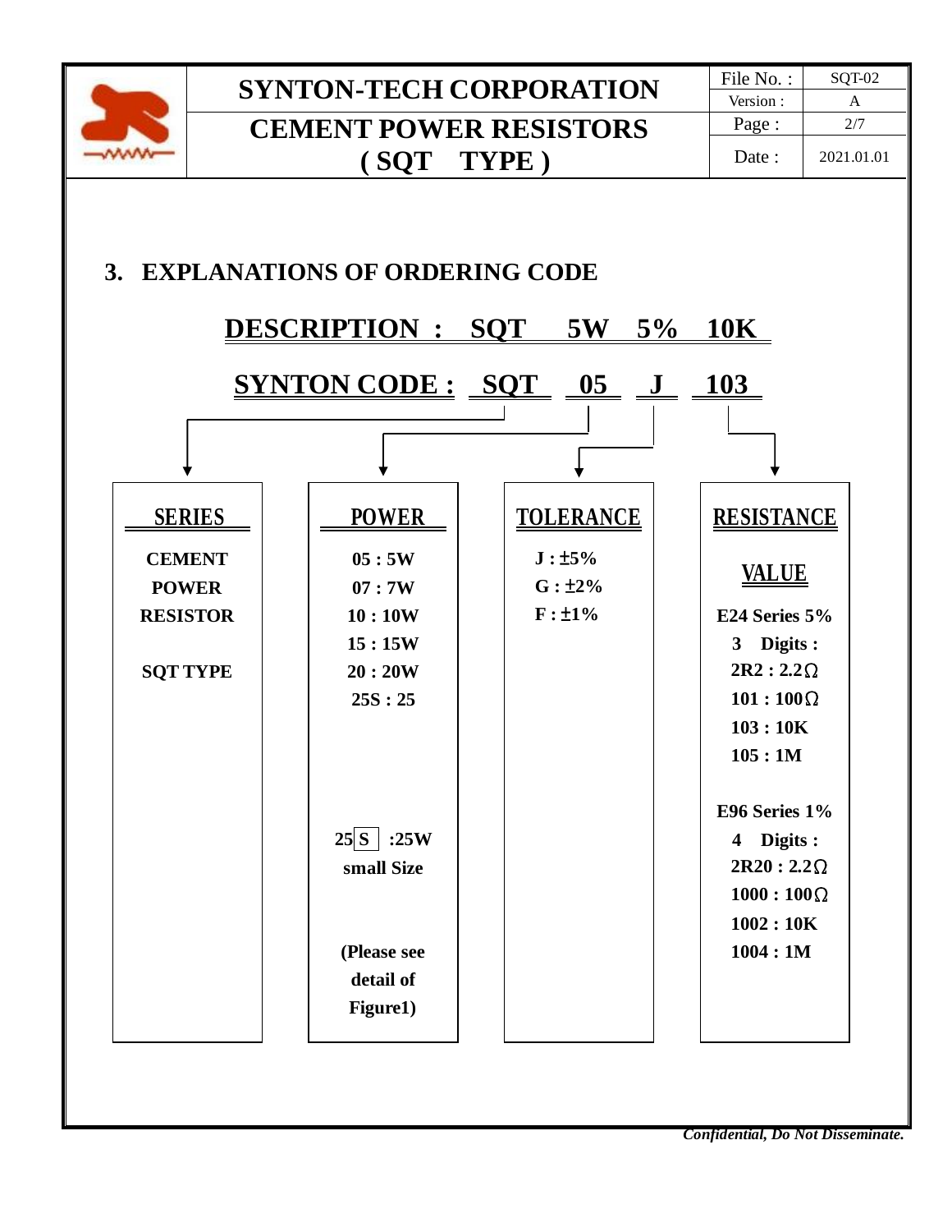## 3. EXPLANATIONS OF ORDERING CODE

**DESCRIPTION : SQT 5W 5% 10K**

**SYNTON CODE : SQT 05 J 103**

| SERIES | POWER | TOLERANCE | RESISTANCE VALUE |
|---|---|---|---|
| CEMENT POWER RESISTOR<br><br>SQT TYPE | 05 : 5W<br>07 : 7W<br>10 : 10W<br>15 : 15W<br>20 : 20W<br>25S : 25<br><br>25 S :25W small Size<br><br>(Please see detail of Figure1) | J : ±5%<br>G : ±2%<br>F : ±1% | E24 Series 5%<br>3 Digits :<br>2R2 : 2.2Ω<br>101 : 100Ω<br>103 : 10K<br>105 : 1M<br><br>E96 Series 1%<br>4 Digits :<br>2R20 : 2.2Ω<br>1000 : 100Ω<br>1002 : 10K<br>1004 : 1M |

*Confidential, Do Not Disseminate.*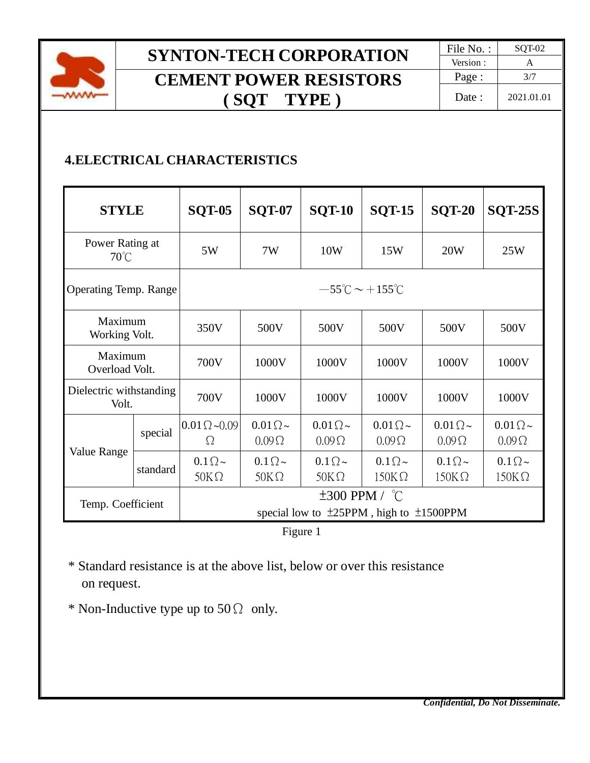## 4.ELECTRICAL CHARACTERISTICS

| STYLE | | SQT-05 | SQT-07 | SQT-10 | SQT-15 | SQT-20 | SQT-25S |
|---|---|---|---|---|---|---|---|
| Power Rating at 70℃ | | 5W | 7W | 10W | 15W | 20W | 25W |
| Operating Temp. Range | | －55℃～＋155℃ | | | | | |
| Maximum Working Volt. | | 350V | 500V | 500V | 500V | 500V | 500V |
| Maximum Overload Volt. | | 700V | 1000V | 1000V | 1000V | 1000V | 1000V |
| Dielectric withstanding Volt. | | 700V | 1000V | 1000V | 1000V | 1000V | 1000V |
| Value Range | special | 0.01Ω~0.09Ω | 0.01Ω~0.09Ω | 0.01Ω~0.09Ω | 0.01Ω~0.09Ω | 0.01Ω~0.09Ω | 0.01Ω~0.09Ω |
| | standard | 0.1Ω~50KΩ | 0.1Ω~50KΩ | 0.1Ω~50KΩ | 0.1Ω~150KΩ | 0.1Ω~150KΩ | 0.1Ω~150KΩ |
| Temp. Coefficient | | ±300 PPM / ℃ special low to ±25PPM , high to ±1500PPM | | | | | |

Figure 1

\* Standard resistance is at the above list, below or over this resistance on request.

\* Non-Inductive type up to 50Ω only.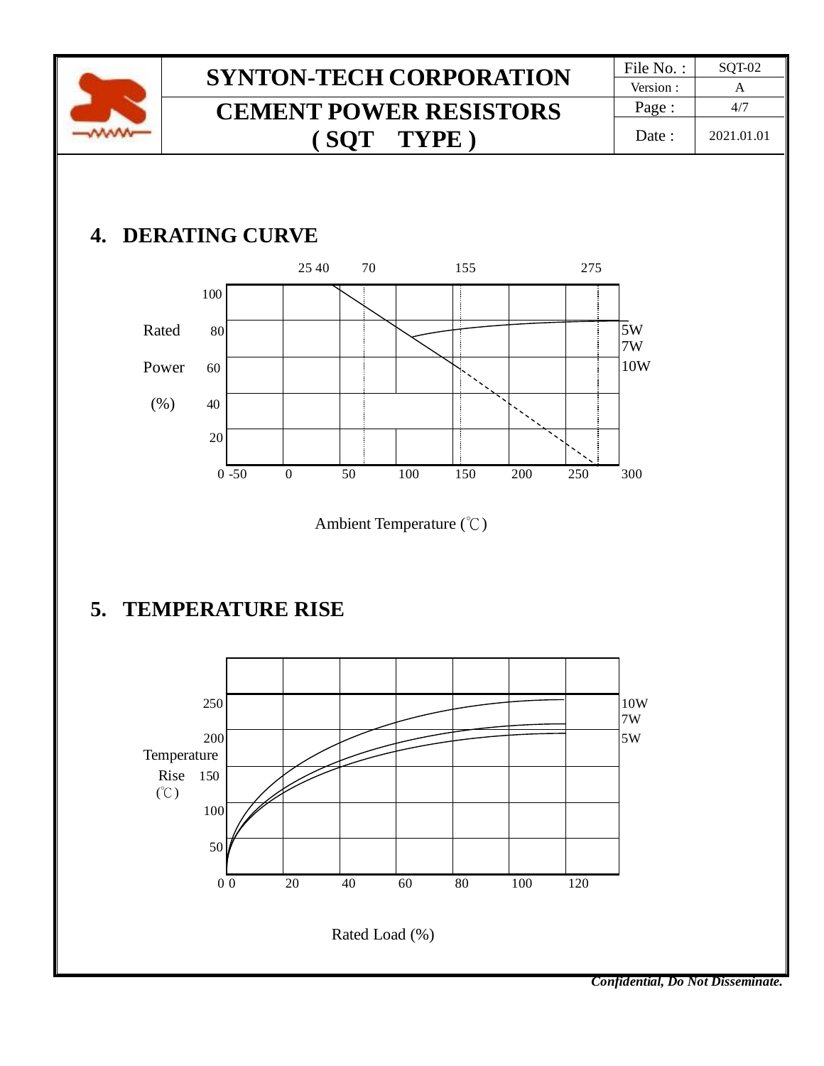## 4. DERATING CURVE

25 40 70 155 275

Rated Power (%)

100
80
60
40
20
0

-50 0 50 100 150 200 250 300

5W
7W
10W

Ambient Temperature (℃)

## 5. TEMPERATURE RISE

Temperature Rise (℃)

250
200
150
100
50
0

0 20 40 60 80 100 120

10W
7W
5W

Rated Load (%)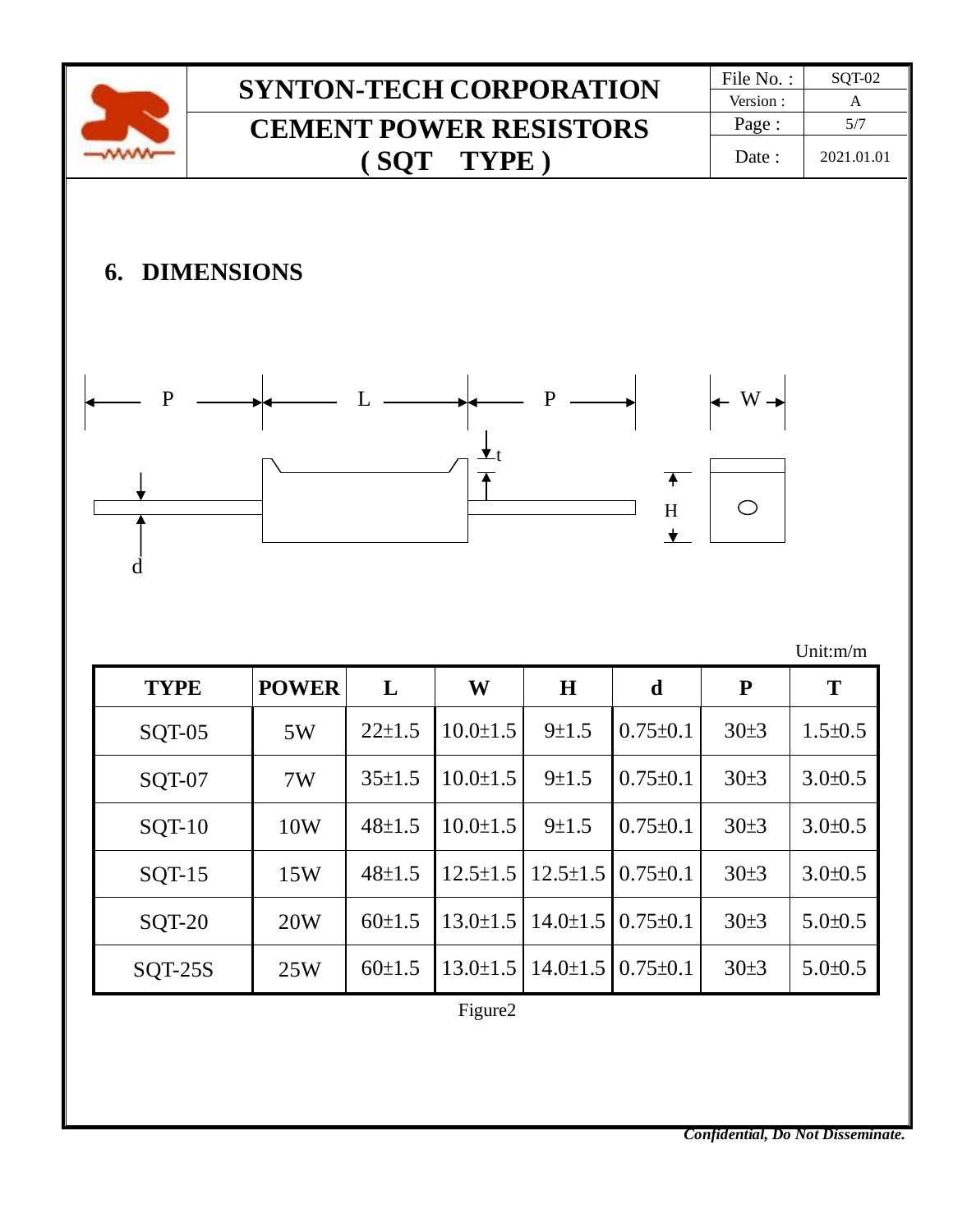## 6. DIMENSIONS

P L P W t H d

Unit:m/m

| TYPE | POWER | L | W | H | d | P | T |
|---|---|---|---|---|---|---|---|
| SQT-05 | 5W | 22±1.5 | 10.0±1.5 | 9±1.5 | 0.75±0.1 | 30±3 | 1.5±0.5 |
| SQT-07 | 7W | 35±1.5 | 10.0±1.5 | 9±1.5 | 0.75±0.1 | 30±3 | 3.0±0.5 |
| SQT-10 | 10W | 48±1.5 | 10.0±1.5 | 9±1.5 | 0.75±0.1 | 30±3 | 3.0±0.5 |
| SQT-15 | 15W | 48±1.5 | 12.5±1.5 | 12.5±1.5 | 0.75±0.1 | 30±3 | 3.0±0.5 |
| SQT-20 | 20W | 60±1.5 | 13.0±1.5 | 14.0±1.5 | 0.75±0.1 | 30±3 | 5.0±0.5 |
| SQT-25S | 25W | 60±1.5 | 13.0±1.5 | 14.0±1.5 | 0.75±0.1 | 30±3 | 5.0±0.5 |

Figure2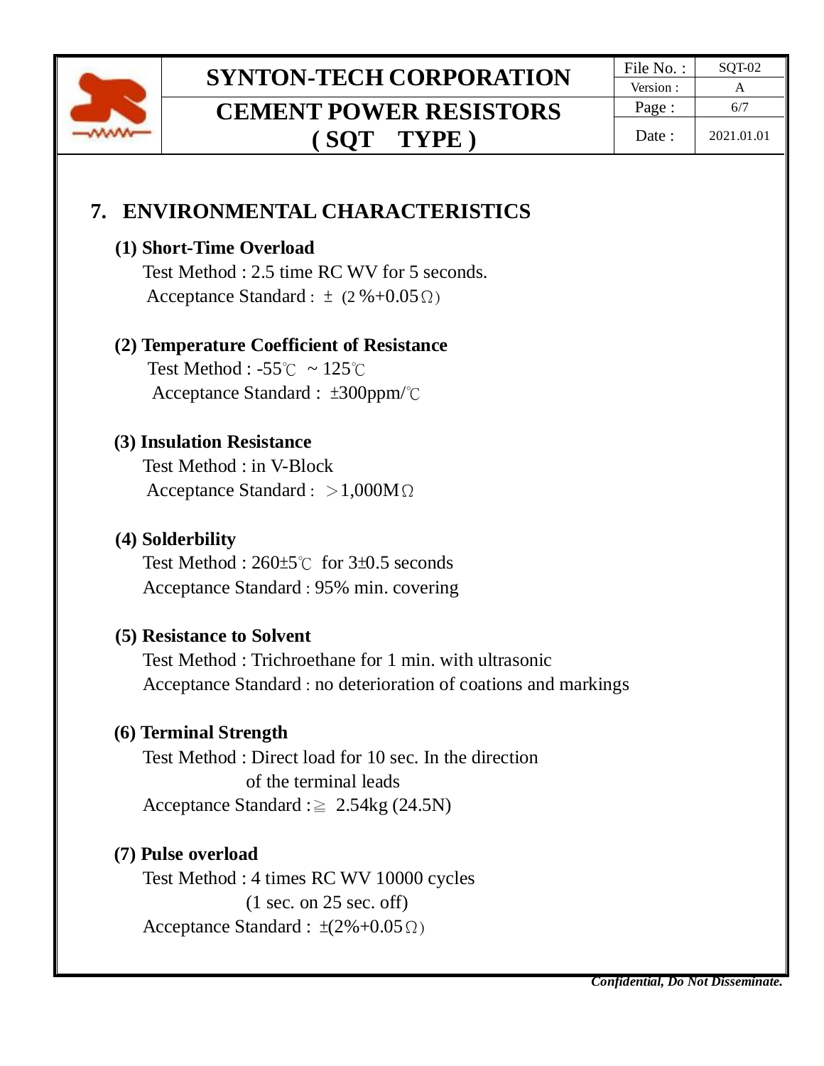## 7. ENVIRONMENTAL CHARACTERISTICS

**(1) Short-Time Overload**

Test Method : 2.5 time RC WV for 5 seconds.
Acceptance Standard：±（2 %+0.05Ω）

**(2) Temperature Coefficient of Resistance**

Test Method : -55℃ ~ 125℃
Acceptance Standard : ±300ppm/℃

**(3) Insulation Resistance**

Test Method : in V-Block
Acceptance Standard：＞1,000MΩ

**(4) Solderbility**

Test Method : 260±5℃ for 3±0.5 seconds
Acceptance Standard : 95% min. covering

**(5) Resistance to Solvent**

Test Method : Trichroethane for 1 min. with ultrasonic
Acceptance Standard : no deterioration of coations and markings

**(6) Terminal Strength**

Test Method : Direct load for 10 sec. In the direction of the terminal leads
Acceptance Standard :≧ 2.54kg (24.5N)

**(7) Pulse overload**

Test Method : 4 times RC WV 10000 cycles (1 sec. on 25 sec. off)
Acceptance Standard : ±(2%+0.05Ω)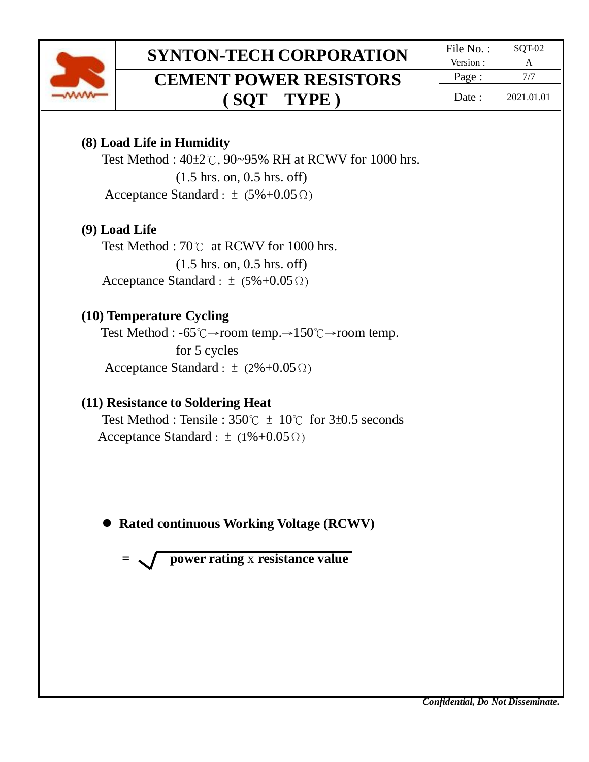**(8) Load Life in Humidity**

Test Method : 40±2℃, 90~95% RH at RCWV for 1000 hrs.
(1.5 hrs. on, 0.5 hrs. off)

Acceptance Standard : ±(5%+0.05Ω)

**(9) Load Life**

Test Method : 70℃ at RCWV for 1000 hrs.
(1.5 hrs. on, 0.5 hrs. off)

Acceptance Standard : ±(5%+0.05Ω)

**(10) Temperature Cycling**

Test Method : -65℃→room temp.→150℃→room temp.
for 5 cycles

Acceptance Standard : ±(2%+0.05Ω)

**(11) Resistance to Soldering Heat**

Test Method : Tensile : 350℃ ± 10℃ for 3±0.5 seconds

Acceptance Standard : ±(1%+0.05Ω)

- **Rated continuous Working Voltage (RCWV)**

$$= \sqrt{\textbf{power rating} \times \textbf{resistance value}}$$